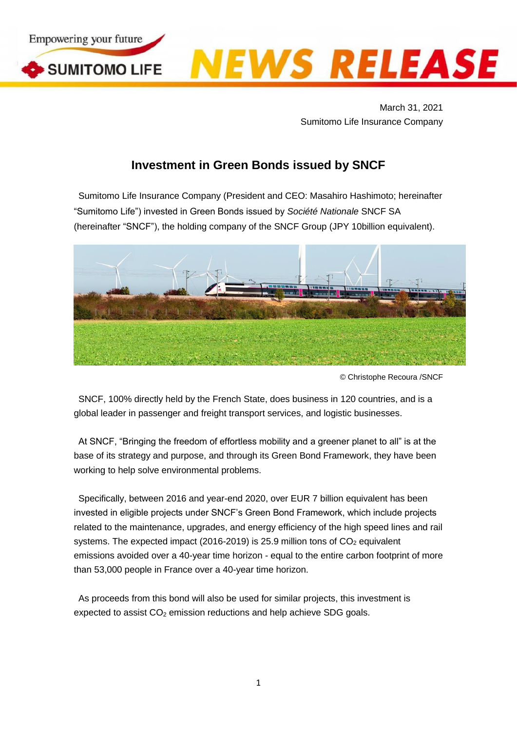March 31, 2021
Sumitomo Life Insurance Company

# Investment in Green Bonds issued by SNCF

Sumitomo Life Insurance Company (President and CEO: Masahiro Hashimoto; hereinafter "Sumitomo Life") invested in Green Bonds issued by *Société Nationale* SNCF SA (hereinafter "SNCF"), the holding company of the SNCF Group (JPY 10billion equivalent).

© Christophe Recoura /SNCF

SNCF, 100% directly held by the French State, does business in 120 countries, and is a global leader in passenger and freight transport services, and logistic businesses.

At SNCF, "Bringing the freedom of effortless mobility and a greener planet to all" is at the base of its strategy and purpose, and through its Green Bond Framework, they have been working to help solve environmental problems.

Specifically, between 2016 and year-end 2020, over EUR 7 billion equivalent has been invested in eligible projects under SNCF's Green Bond Framework, which include projects related to the maintenance, upgrades, and energy efficiency of the high speed lines and rail systems. The expected impact (2016-2019) is 25.9 million tons of $CO_2$ equivalent emissions avoided over a 40-year time horizon - equal to the entire carbon footprint of more than 53,000 people in France over a 40-year time horizon.

As proceeds from this bond will also be used for similar projects, this investment is expected to assist $CO_2$ emission reductions and help achieve SDG goals.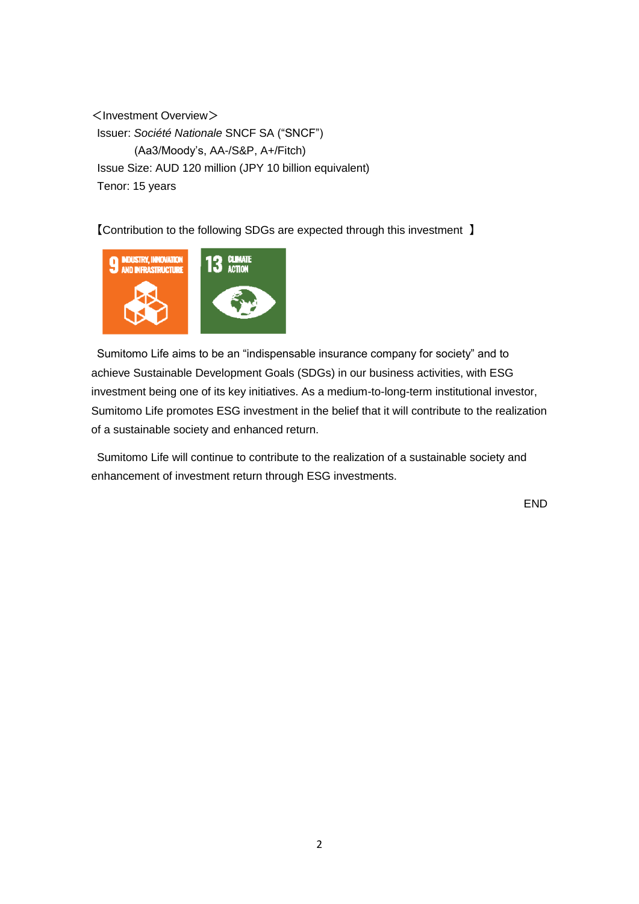＜Investment Overview＞

Issuer: *Société Nationale* SNCF SA (“SNCF”)
(Aa3/Moody’s, AA-/S&P, A+/Fitch)

Issue Size: AUD 120 million (JPY 10 billion equivalent)

Tenor: 15 years

【Contribution to the following SDGs are expected through this investment 】

9 INDUSTRY, INNOVATION AND INFRASTRUCTURE

13 CLIMATE ACTION

Sumitomo Life aims to be an “indispensable insurance company for society” and to achieve Sustainable Development Goals (SDGs) in our business activities, with ESG investment being one of its key initiatives. As a medium-to-long-term institutional investor, Sumitomo Life promotes ESG investment in the belief that it will contribute to the realization of a sustainable society and enhanced return.

Sumitomo Life will continue to contribute to the realization of a sustainable society and enhancement of investment return through ESG investments.

END